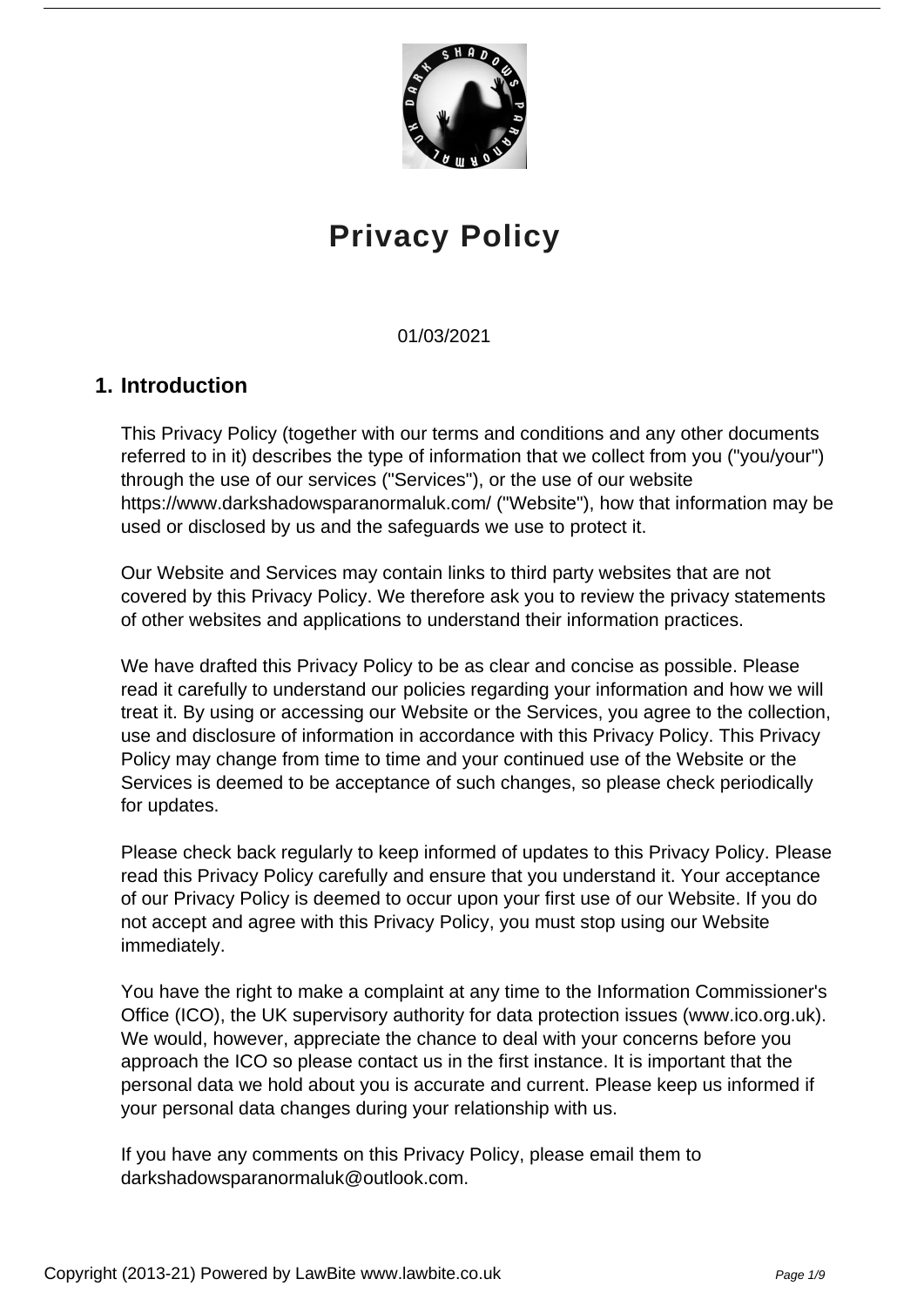# Privacy Policy

01/03/2021

## 1. Introduction

This Privacy Policy (together with our terms and conditions and any other documents referred to in it) describes the type of information that we collect from you ("you/your") through the use of our services ("Services"), or the use of our website https://www.darkshadowsparanormaluk.com/ ("Website"), how that information may be used or disclosed by us and the safeguards we use to protect it.

Our Website and Services may contain links to third party websites that are not covered by this Privacy Policy. We therefore ask you to review the privacy statements of other websites and applications to understand their information practices.

We have drafted this Privacy Policy to be as clear and concise as possible. Please read it carefully to understand our policies regarding your information and how we will treat it. By using or accessing our Website or the Services, you agree to the collection, use and disclosure of information in accordance with this Privacy Policy. This Privacy Policy may change from time to time and your continued use of the Website or the Services is deemed to be acceptance of such changes, so please check periodically for updates.

Please check back regularly to keep informed of updates to this Privacy Policy. Please read this Privacy Policy carefully and ensure that you understand it. Your acceptance of our Privacy Policy is deemed to occur upon your first use of our Website. If you do not accept and agree with this Privacy Policy, you must stop using our Website immediately.

You have the right to make a complaint at any time to the Information Commissioner's Office (ICO), the UK supervisory authority for data protection issues (www.ico.org.uk). We would, however, appreciate the chance to deal with your concerns before you approach the ICO so please contact us in the first instance. It is important that the personal data we hold about you is accurate and current. Please keep us informed if your personal data changes during your relationship with us.

If you have any comments on this Privacy Policy, please email them to darkshadowsparanormaluk@outlook.com.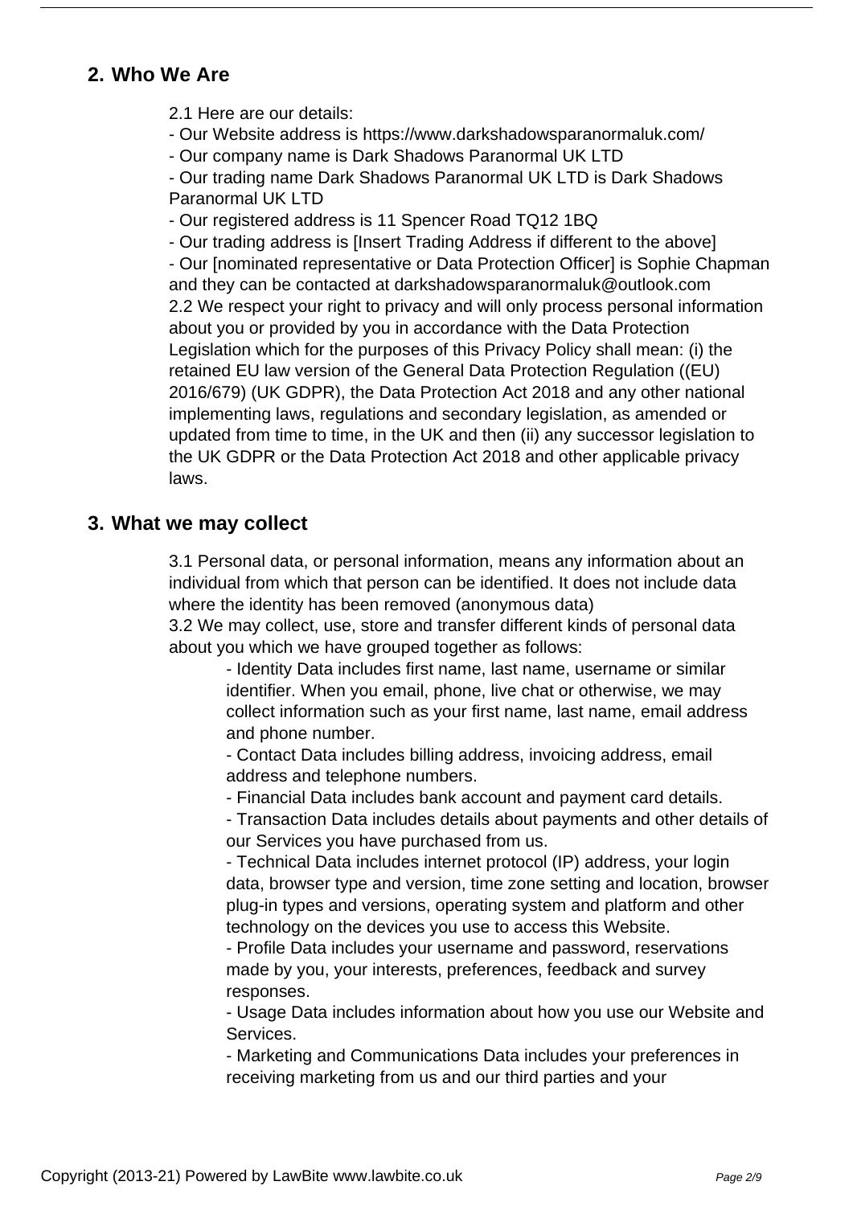## 2. Who We Are

2.1 Here are our details:
- Our Website address is https://www.darkshadowsparanormaluk.com/
- Our company name is Dark Shadows Paranormal UK LTD
- Our trading name Dark Shadows Paranormal UK LTD is Dark Shadows Paranormal UK LTD
- Our registered address is 11 Spencer Road TQ12 1BQ
- Our trading address is [Insert Trading Address if different to the above]
- Our [nominated representative or Data Protection Officer] is Sophie Chapman and they can be contacted at darkshadowsparanormaluk@outlook.com

2.2 We respect your right to privacy and will only process personal information about you or provided by you in accordance with the Data Protection Legislation which for the purposes of this Privacy Policy shall mean: (i) the retained EU law version of the General Data Protection Regulation ((EU) 2016/679) (UK GDPR), the Data Protection Act 2018 and any other national implementing laws, regulations and secondary legislation, as amended or updated from time to time, in the UK and then (ii) any successor legislation to the UK GDPR or the Data Protection Act 2018 and other applicable privacy laws.

## 3. What we may collect

3.1 Personal data, or personal information, means any information about an individual from which that person can be identified. It does not include data where the identity has been removed (anonymous data)

3.2 We may collect, use, store and transfer different kinds of personal data about you which we have grouped together as follows:

- Identity Data includes first name, last name, username or similar identifier. When you email, phone, live chat or otherwise, we may collect information such as your first name, last name, email address and phone number.
- Contact Data includes billing address, invoicing address, email address and telephone numbers.
- Financial Data includes bank account and payment card details.
- Transaction Data includes details about payments and other details of our Services you have purchased from us.
- Technical Data includes internet protocol (IP) address, your login data, browser type and version, time zone setting and location, browser plug-in types and versions, operating system and platform and other technology on the devices you use to access this Website.
- Profile Data includes your username and password, reservations made by you, your interests, preferences, feedback and survey responses.
- Usage Data includes information about how you use our Website and Services.
- Marketing and Communications Data includes your preferences in receiving marketing from us and our third parties and your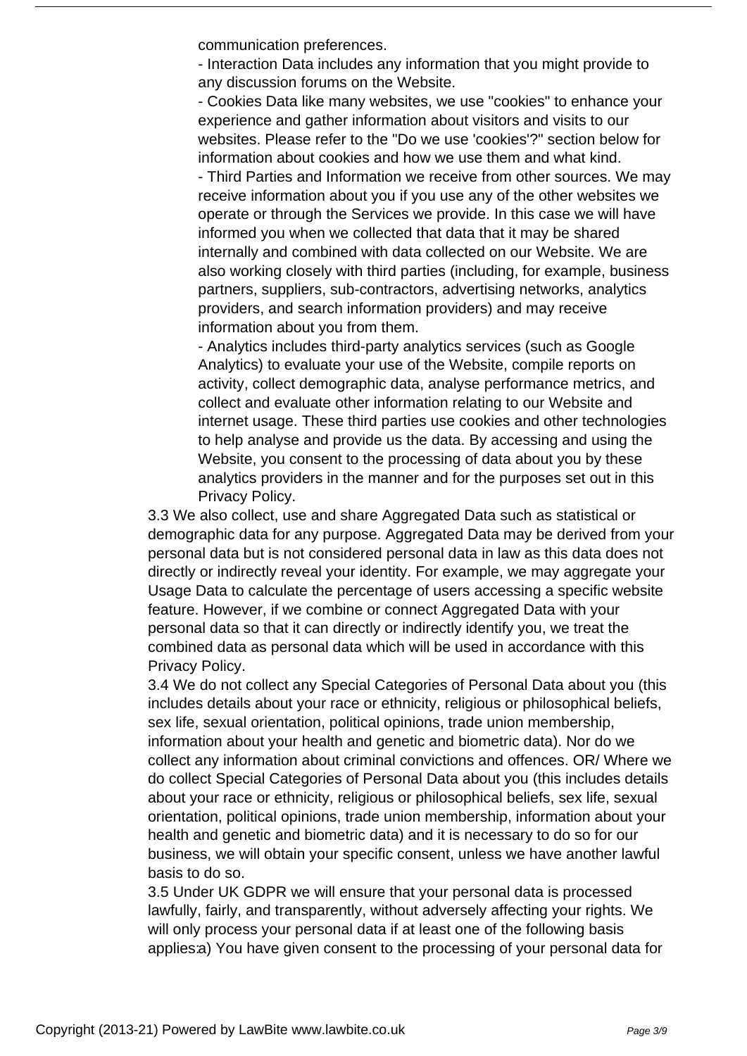communication preferences.

- Interaction Data includes any information that you might provide to any discussion forums on the Website.
- Cookies Data like many websites, we use "cookies" to enhance your experience and gather information about visitors and visits to our websites. Please refer to the "Do we use 'cookies'?" section below for information about cookies and how we use them and what kind.
- Third Parties and Information we receive from other sources. We may receive information about you if you use any of the other websites we operate or through the Services we provide. In this case we will have informed you when we collected that data that it may be shared internally and combined with data collected on our Website. We are also working closely with third parties (including, for example, business partners, suppliers, sub-contractors, advertising networks, analytics providers, and search information providers) and may receive information about you from them.
- Analytics includes third-party analytics services (such as Google Analytics) to evaluate your use of the Website, compile reports on activity, collect demographic data, analyse performance metrics, and collect and evaluate other information relating to our Website and internet usage. These third parties use cookies and other technologies to help analyse and provide us the data. By accessing and using the Website, you consent to the processing of data about you by these analytics providers in the manner and for the purposes set out in this Privacy Policy.

3.3 We also collect, use and share Aggregated Data such as statistical or demographic data for any purpose. Aggregated Data may be derived from your personal data but is not considered personal data in law as this data does not directly or indirectly reveal your identity. For example, we may aggregate your Usage Data to calculate the percentage of users accessing a specific website feature. However, if we combine or connect Aggregated Data with your personal data so that it can directly or indirectly identify you, we treat the combined data as personal data which will be used in accordance with this Privacy Policy.

3.4 We do not collect any Special Categories of Personal Data about you (this includes details about your race or ethnicity, religious or philosophical beliefs, sex life, sexual orientation, political opinions, trade union membership, information about your health and genetic and biometric data). Nor do we collect any information about criminal convictions and offences. OR/ Where we do collect Special Categories of Personal Data about you (this includes details about your race or ethnicity, religious or philosophical beliefs, sex life, sexual orientation, political opinions, trade union membership, information about your health and genetic and biometric data) and it is necessary to do so for our business, we will obtain your specific consent, unless we have another lawful basis to do so.

3.5 Under UK GDPR we will ensure that your personal data is processed lawfully, fairly, and transparently, without adversely affecting your rights. We will only process your personal data if at least one of the following basis applies:a) You have given consent to the processing of your personal data for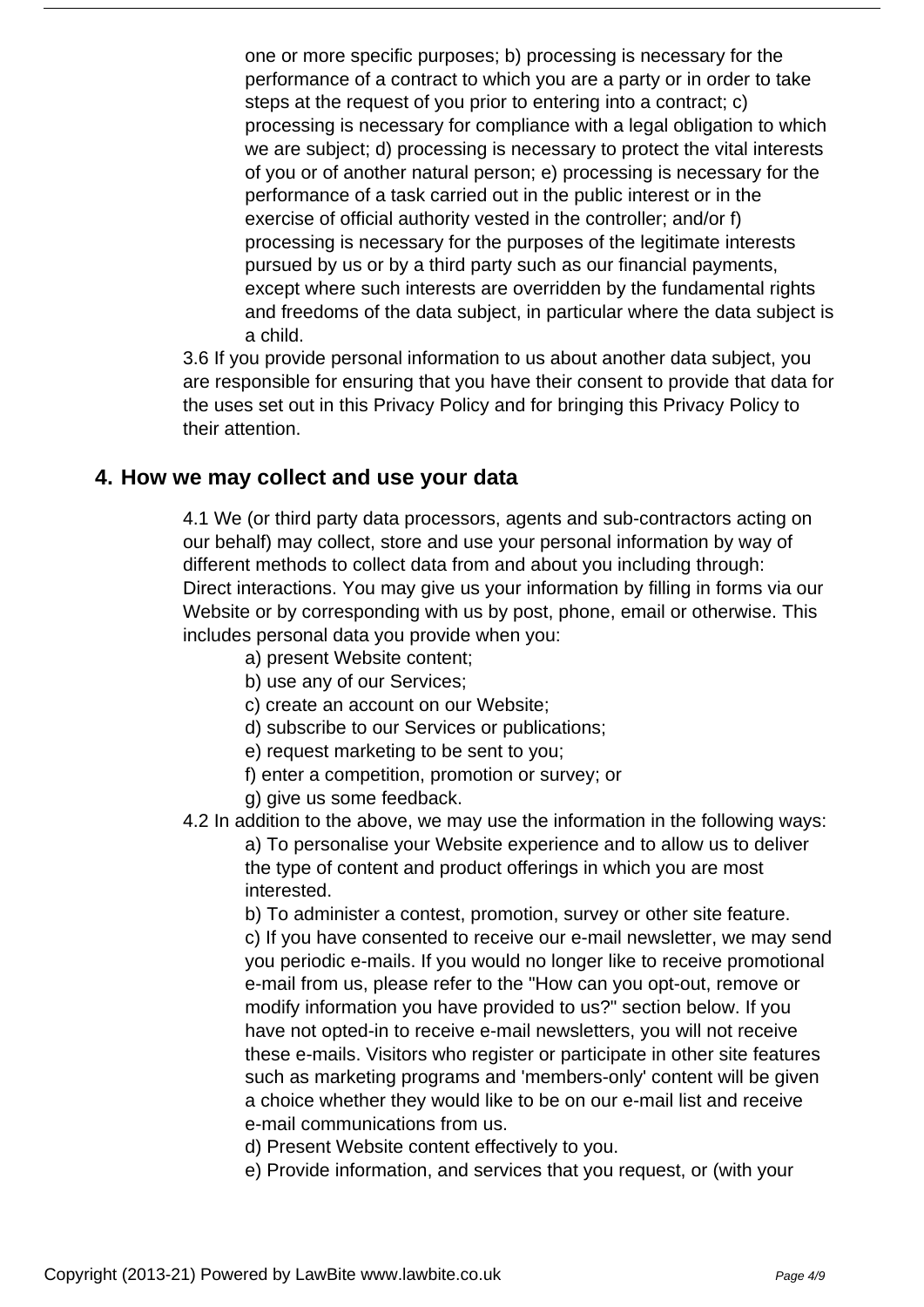one or more specific purposes; b) processing is necessary for the performance of a contract to which you are a party or in order to take steps at the request of you prior to entering into a contract; c) processing is necessary for compliance with a legal obligation to which we are subject; d) processing is necessary to protect the vital interests of you or of another natural person; e) processing is necessary for the performance of a task carried out in the public interest or in the exercise of official authority vested in the controller; and/or f) processing is necessary for the purposes of the legitimate interests pursued by us or by a third party such as our financial payments, except where such interests are overridden by the fundamental rights and freedoms of the data subject, in particular where the data subject is a child.

3.6 If you provide personal information to us about another data subject, you are responsible for ensuring that you have their consent to provide that data for the uses set out in this Privacy Policy and for bringing this Privacy Policy to their attention.

## 4. How we may collect and use your data

4.1 We (or third party data processors, agents and sub-contractors acting on our behalf) may collect, store and use your personal information by way of different methods to collect data from and about you including through:
Direct interactions. You may give us your information by filling in forms via our Website or by corresponding with us by post, phone, email or otherwise. This includes personal data you provide when you:

- a) present Website content;
- b) use any of our Services;
- c) create an account on our Website;
- d) subscribe to our Services or publications;
- e) request marketing to be sent to you;
- f) enter a competition, promotion or survey; or
- g) give us some feedback.

4.2 In addition to the above, we may use the information in the following ways:

- a) To personalise your Website experience and to allow us to deliver the type of content and product offerings in which you are most interested.
- b) To administer a contest, promotion, survey or other site feature.
- c) If you have consented to receive our e-mail newsletter, we may send you periodic e-mails. If you would no longer like to receive promotional e-mail from us, please refer to the "How can you opt-out, remove or modify information you have provided to us?" section below. If you have not opted-in to receive e-mail newsletters, you will not receive these e-mails. Visitors who register or participate in other site features such as marketing programs and 'members-only' content will be given a choice whether they would like to be on our e-mail list and receive e-mail communications from us.
- d) Present Website content effectively to you.
- e) Provide information, and services that you request, or (with your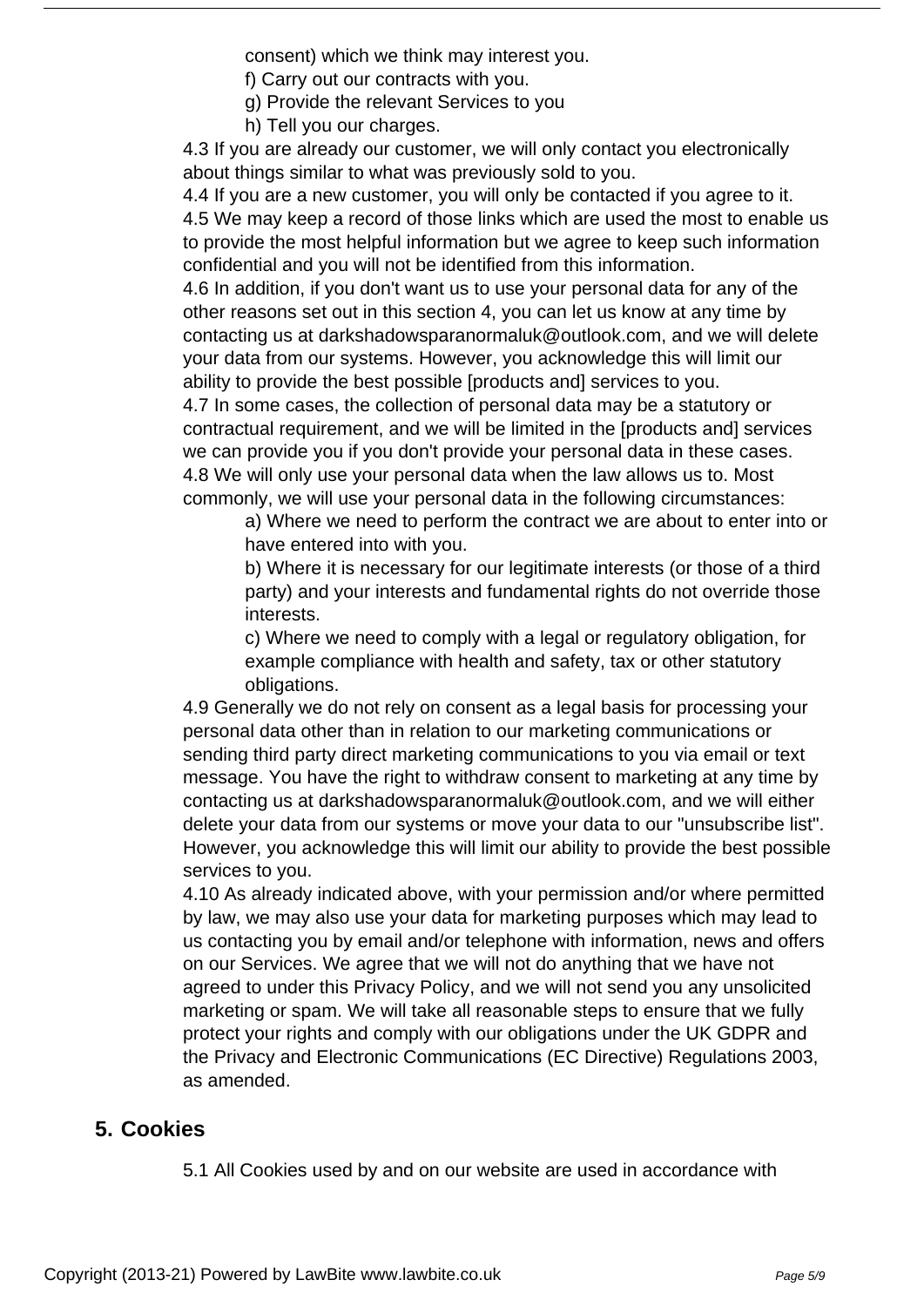consent) which we think may interest you.

f) Carry out our contracts with you.

g) Provide the relevant Services to you

h) Tell you our charges.

4.3 If you are already our customer, we will only contact you electronically about things similar to what was previously sold to you.

4.4 If you are a new customer, you will only be contacted if you agree to it.

4.5 We may keep a record of those links which are used the most to enable us to provide the most helpful information but we agree to keep such information confidential and you will not be identified from this information.

4.6 In addition, if you don't want us to use your personal data for any of the other reasons set out in this section 4, you can let us know at any time by contacting us at darkshadowsparanormaluk@outlook.com, and we will delete your data from our systems. However, you acknowledge this will limit our ability to provide the best possible [products and] services to you.

4.7 In some cases, the collection of personal data may be a statutory or contractual requirement, and we will be limited in the [products and] services we can provide you if you don't provide your personal data in these cases.

4.8 We will only use your personal data when the law allows us to. Most commonly, we will use your personal data in the following circumstances:

a) Where we need to perform the contract we are about to enter into or have entered into with you.

b) Where it is necessary for our legitimate interests (or those of a third party) and your interests and fundamental rights do not override those interests.

c) Where we need to comply with a legal or regulatory obligation, for example compliance with health and safety, tax or other statutory obligations.

4.9 Generally we do not rely on consent as a legal basis for processing your personal data other than in relation to our marketing communications or sending third party direct marketing communications to you via email or text message. You have the right to withdraw consent to marketing at any time by contacting us at darkshadowsparanormaluk@outlook.com, and we will either delete your data from our systems or move your data to our "unsubscribe list". However, you acknowledge this will limit our ability to provide the best possible services to you.

4.10 As already indicated above, with your permission and/or where permitted by law, we may also use your data for marketing purposes which may lead to us contacting you by email and/or telephone with information, news and offers on our Services. We agree that we will not do anything that we have not agreed to under this Privacy Policy, and we will not send you any unsolicited marketing or spam. We will take all reasonable steps to ensure that we fully protect your rights and comply with our obligations under the UK GDPR and the Privacy and Electronic Communications (EC Directive) Regulations 2003, as amended.

## 5. Cookies

5.1 All Cookies used by and on our website are used in accordance with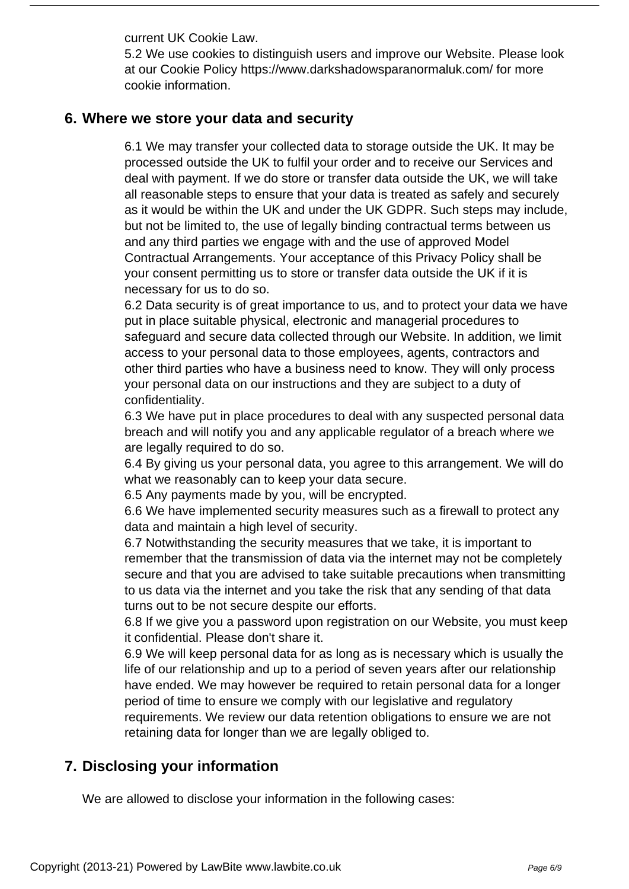current UK Cookie Law.

5.2 We use cookies to distinguish users and improve our Website. Please look at our Cookie Policy https://www.darkshadowsparanormaluk.com/ for more cookie information.

## 6. Where we store your data and security

6.1 We may transfer your collected data to storage outside the UK. It may be processed outside the UK to fulfil your order and to receive our Services and deal with payment. If we do store or transfer data outside the UK, we will take all reasonable steps to ensure that your data is treated as safely and securely as it would be within the UK and under the UK GDPR. Such steps may include, but not be limited to, the use of legally binding contractual terms between us and any third parties we engage with and the use of approved Model Contractual Arrangements. Your acceptance of this Privacy Policy shall be your consent permitting us to store or transfer data outside the UK if it is necessary for us to do so.

6.2 Data security is of great importance to us, and to protect your data we have put in place suitable physical, electronic and managerial procedures to safeguard and secure data collected through our Website. In addition, we limit access to your personal data to those employees, agents, contractors and other third parties who have a business need to know. They will only process your personal data on our instructions and they are subject to a duty of confidentiality.

6.3 We have put in place procedures to deal with any suspected personal data breach and will notify you and any applicable regulator of a breach where we are legally required to do so.

6.4 By giving us your personal data, you agree to this arrangement. We will do what we reasonably can to keep your data secure.

6.5 Any payments made by you, will be encrypted.

6.6 We have implemented security measures such as a firewall to protect any data and maintain a high level of security.

6.7 Notwithstanding the security measures that we take, it is important to remember that the transmission of data via the internet may not be completely secure and that you are advised to take suitable precautions when transmitting to us data via the internet and you take the risk that any sending of that data turns out to be not secure despite our efforts.

6.8 If we give you a password upon registration on our Website, you must keep it confidential. Please don't share it.

6.9 We will keep personal data for as long as is necessary which is usually the life of our relationship and up to a period of seven years after our relationship have ended. We may however be required to retain personal data for a longer period of time to ensure we comply with our legislative and regulatory requirements. We review our data retention obligations to ensure we are not retaining data for longer than we are legally obliged to.

## 7. Disclosing your information

We are allowed to disclose your information in the following cases: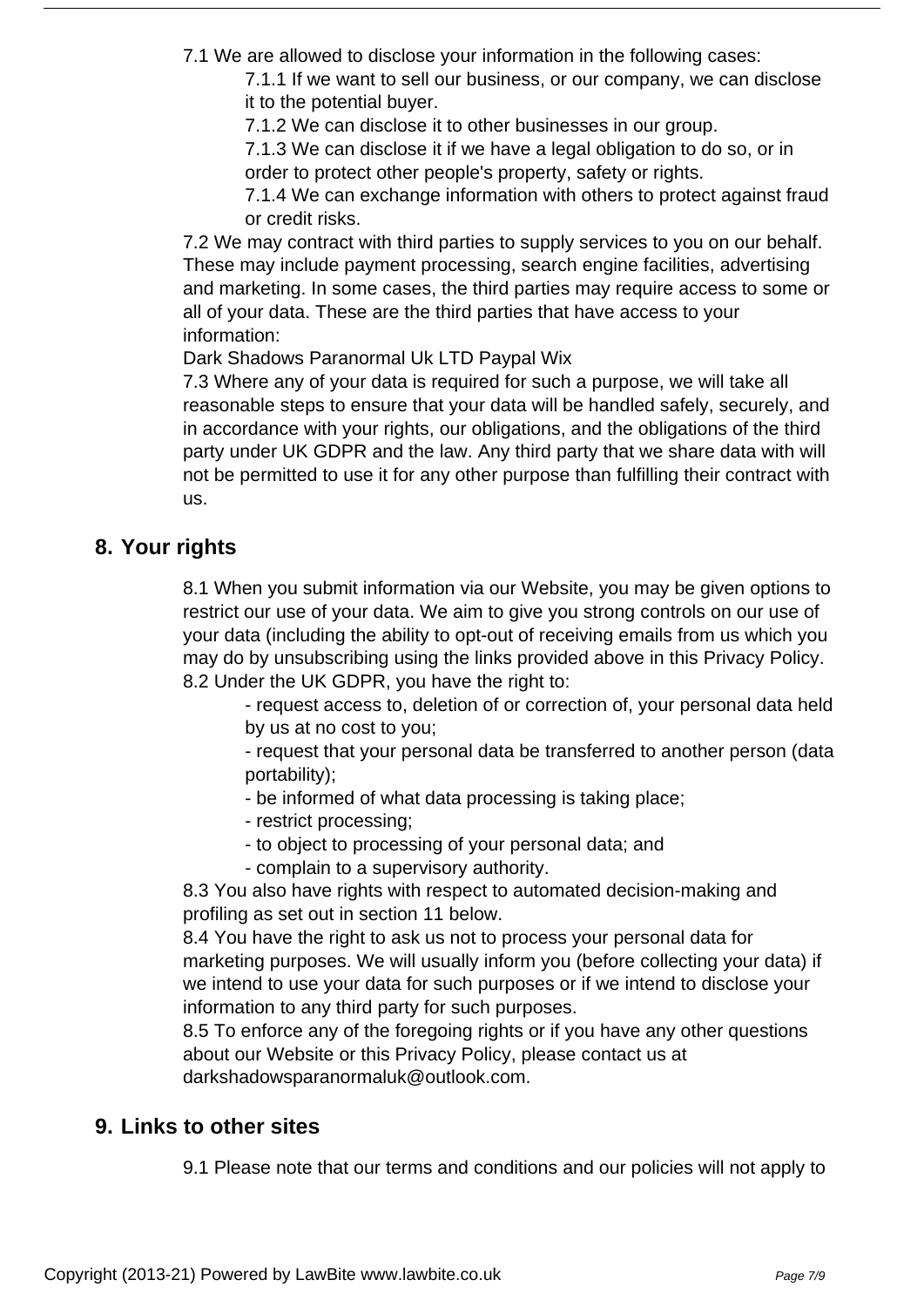7.1 We are allowed to disclose your information in the following cases:

7.1.1 If we want to sell our business, or our company, we can disclose it to the potential buyer.

7.1.2 We can disclose it to other businesses in our group.

7.1.3 We can disclose it if we have a legal obligation to do so, or in order to protect other people's property, safety or rights.

7.1.4 We can exchange information with others to protect against fraud or credit risks.

7.2 We may contract with third parties to supply services to you on our behalf. These may include payment processing, search engine facilities, advertising and marketing. In some cases, the third parties may require access to some or all of your data. These are the third parties that have access to your information:

Dark Shadows Paranormal Uk LTD Paypal Wix

7.3 Where any of your data is required for such a purpose, we will take all reasonable steps to ensure that your data will be handled safely, securely, and in accordance with your rights, our obligations, and the obligations of the third party under UK GDPR and the law. Any third party that we share data with will not be permitted to use it for any other purpose than fulfilling their contract with us.

## 8. Your rights

8.1 When you submit information via our Website, you may be given options to restrict our use of your data. We aim to give you strong controls on our use of your data (including the ability to opt-out of receiving emails from us which you may do by unsubscribing using the links provided above in this Privacy Policy.

8.2 Under the UK GDPR, you have the right to:

- request access to, deletion of or correction of, your personal data held by us at no cost to you;
- request that your personal data be transferred to another person (data portability);
- be informed of what data processing is taking place;
- restrict processing;
- to object to processing of your personal data; and
- complain to a supervisory authority.

8.3 You also have rights with respect to automated decision-making and profiling as set out in section 11 below.

8.4 You have the right to ask us not to process your personal data for marketing purposes. We will usually inform you (before collecting your data) if we intend to use your data for such purposes or if we intend to disclose your information to any third party for such purposes.

8.5 To enforce any of the foregoing rights or if you have any other questions about our Website or this Privacy Policy, please contact us at darkshadowsparanormaluk@outlook.com.

## 9. Links to other sites

9.1 Please note that our terms and conditions and our policies will not apply to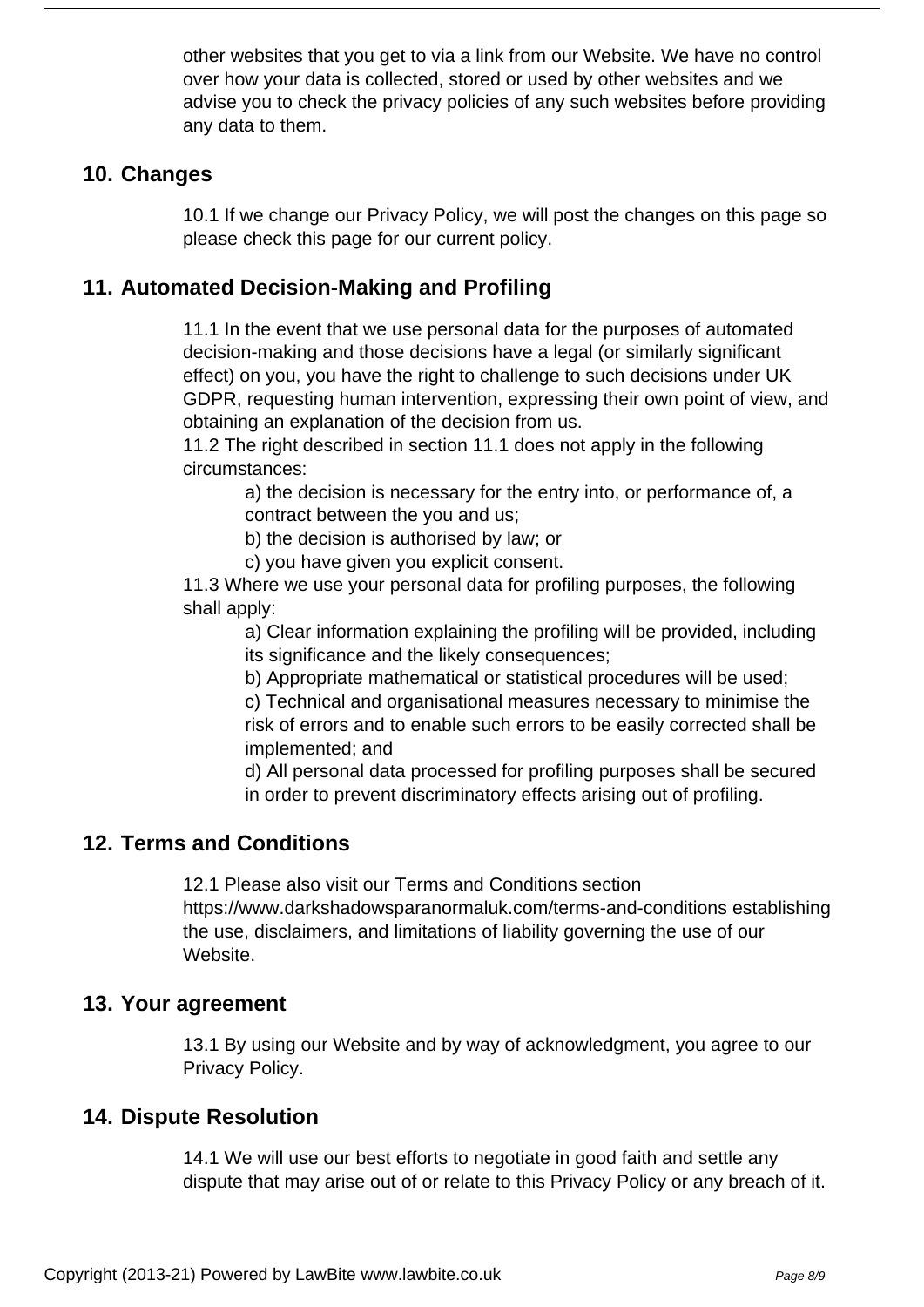other websites that you get to via a link from our Website. We have no control over how your data is collected, stored or used by other websites and we advise you to check the privacy policies of any such websites before providing any data to them.

## 10. Changes

10.1 If we change our Privacy Policy, we will post the changes on this page so please check this page for our current policy.

## 11. Automated Decision-Making and Profiling

11.1 In the event that we use personal data for the purposes of automated decision-making and those decisions have a legal (or similarly significant effect) on you, you have the right to challenge to such decisions under UK GDPR, requesting human intervention, expressing their own point of view, and obtaining an explanation of the decision from us.
11.2 The right described in section 11.1 does not apply in the following circumstances:

a) the decision is necessary for the entry into, or performance of, a contract between the you and us;
b) the decision is authorised by law; or
c) you have given you explicit consent.

11.3 Where we use your personal data for profiling purposes, the following shall apply:

a) Clear information explaining the profiling will be provided, including its significance and the likely consequences;
b) Appropriate mathematical or statistical procedures will be used;
c) Technical and organisational measures necessary to minimise the risk of errors and to enable such errors to be easily corrected shall be implemented; and
d) All personal data processed for profiling purposes shall be secured in order to prevent discriminatory effects arising out of profiling.

## 12. Terms and Conditions

12.1 Please also visit our Terms and Conditions section https://www.darkshadowsparanormaluk.com/terms-and-conditions establishing the use, disclaimers, and limitations of liability governing the use of our Website.

## 13. Your agreement

13.1 By using our Website and by way of acknowledgment, you agree to our Privacy Policy.

## 14. Dispute Resolution

14.1 We will use our best efforts to negotiate in good faith and settle any dispute that may arise out of or relate to this Privacy Policy or any breach of it.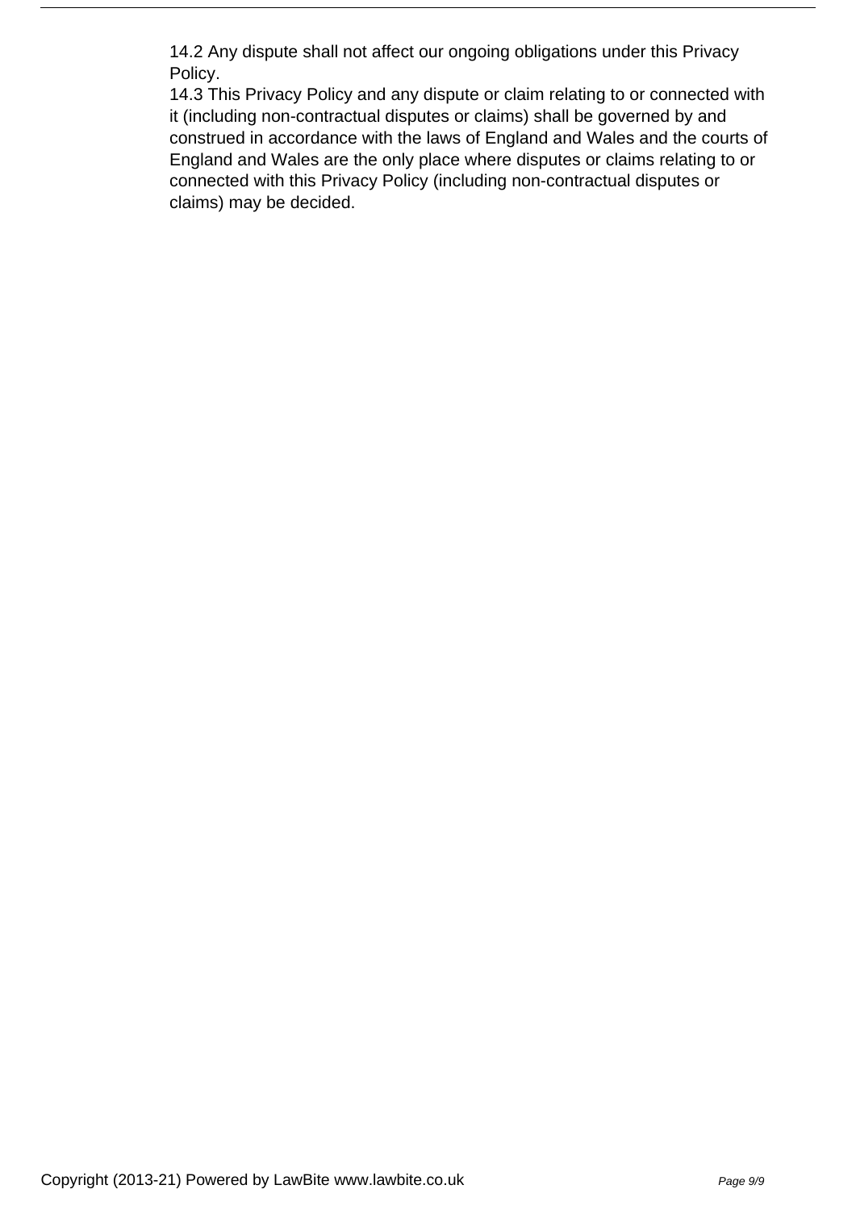14.2 Any dispute shall not affect our ongoing obligations under this Privacy Policy.

14.3 This Privacy Policy and any dispute or claim relating to or connected with it (including non-contractual disputes or claims) shall be governed by and construed in accordance with the laws of England and Wales and the courts of England and Wales are the only place where disputes or claims relating to or connected with this Privacy Policy (including non-contractual disputes or claims) may be decided.